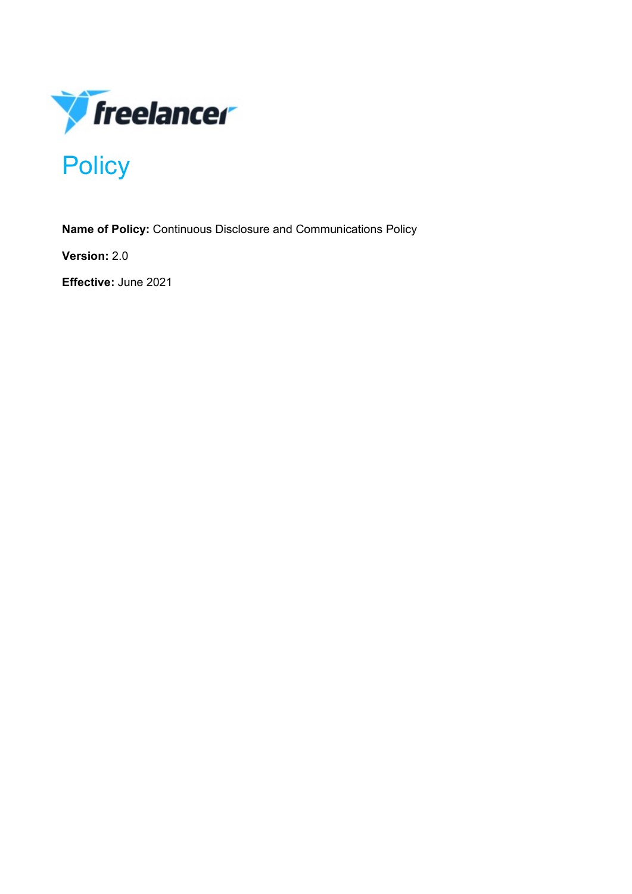# Policy

**Name of Policy:** Continuous Disclosure and Communications Policy

**Version:** 2.0

**Effective:** June 2021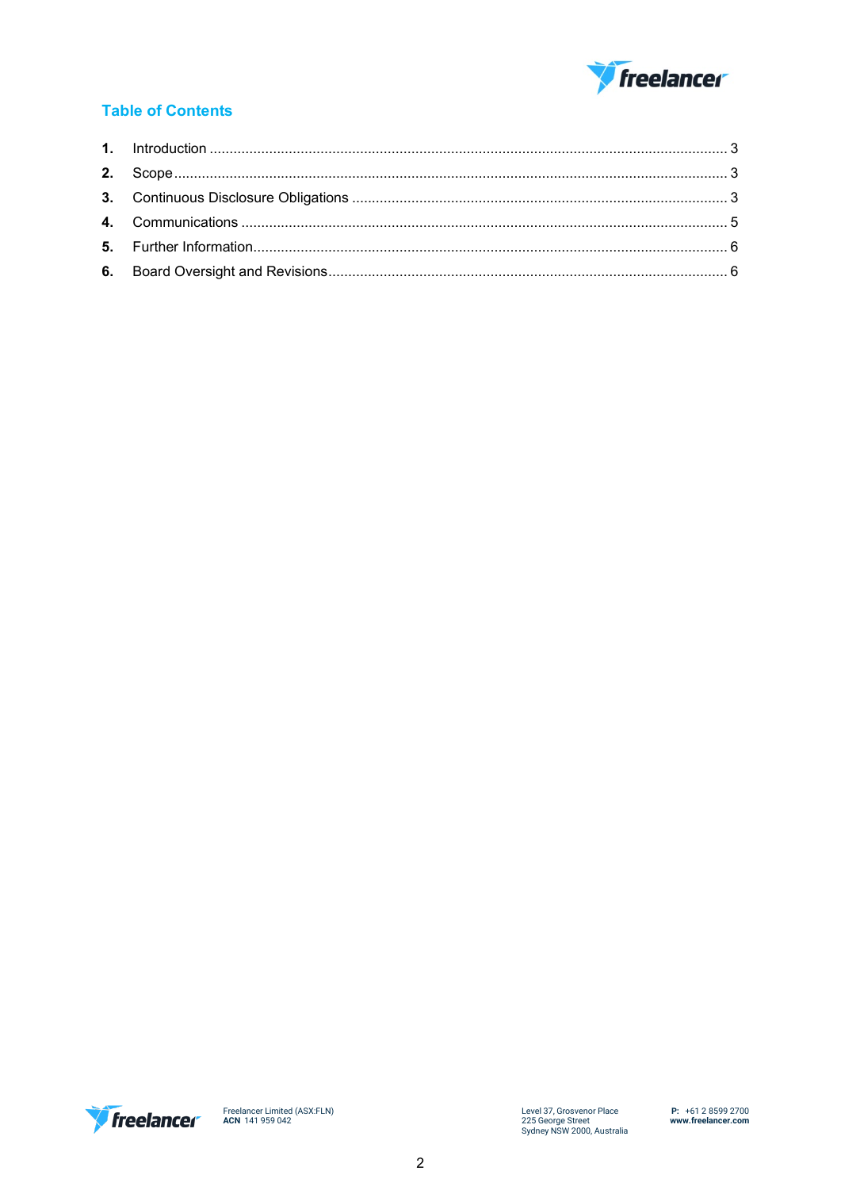## Table of Contents

| | | |
|---|---|---|
| **1.** | Introduction | 3 |
| **2.** | Scope | 3 |
| **3.** | Continuous Disclosure Obligations | 3 |
| **4.** | Communications | 5 |
| **5.** | Further Information | 6 |
| **6.** | Board Oversight and Revisions | 6 |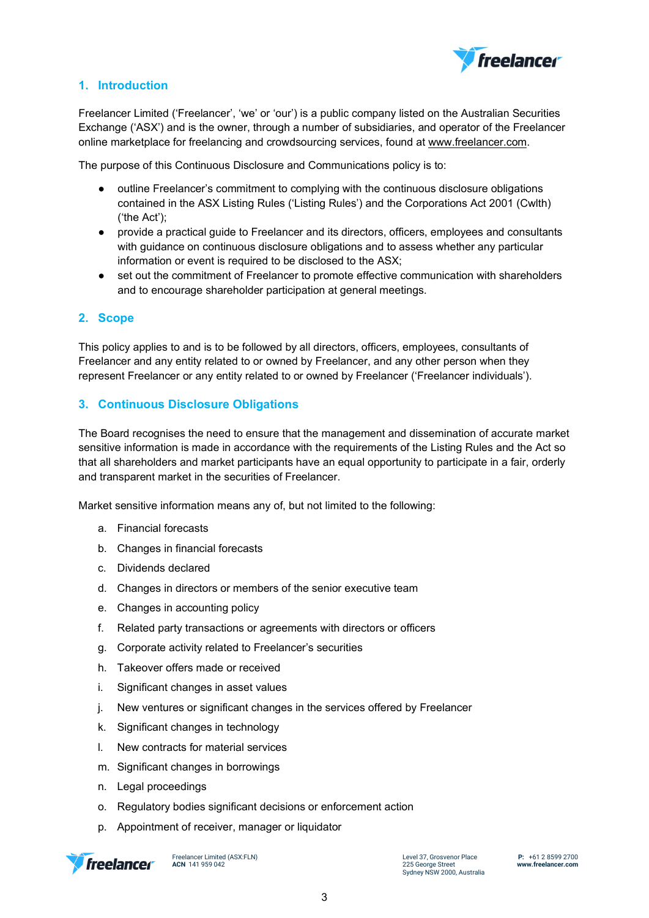## 1. Introduction

Freelancer Limited ('Freelancer', 'we' or 'our') is a public company listed on the Australian Securities Exchange ('ASX') and is the owner, through a number of subsidiaries, and operator of the Freelancer online marketplace for freelancing and crowdsourcing services, found at www.freelancer.com.

The purpose of this Continuous Disclosure and Communications policy is to:

- outline Freelancer's commitment to complying with the continuous disclosure obligations contained in the ASX Listing Rules ('Listing Rules') and the Corporations Act 2001 (Cwlth) ('the Act');
- provide a practical guide to Freelancer and its directors, officers, employees and consultants with guidance on continuous disclosure obligations and to assess whether any particular information or event is required to be disclosed to the ASX;
- set out the commitment of Freelancer to promote effective communication with shareholders and to encourage shareholder participation at general meetings.

## 2. Scope

This policy applies to and is to be followed by all directors, officers, employees, consultants of Freelancer and any entity related to or owned by Freelancer, and any other person when they represent Freelancer or any entity related to or owned by Freelancer ('Freelancer individuals').

## 3. Continuous Disclosure Obligations

The Board recognises the need to ensure that the management and dissemination of accurate market sensitive information is made in accordance with the requirements of the Listing Rules and the Act so that all shareholders and market participants have an equal opportunity to participate in a fair, orderly and transparent market in the securities of Freelancer.

Market sensitive information means any of, but not limited to the following:

a. Financial forecasts
b. Changes in financial forecasts
c. Dividends declared
d. Changes in directors or members of the senior executive team
e. Changes in accounting policy
f. Related party transactions or agreements with directors or officers
g. Corporate activity related to Freelancer's securities
h. Takeover offers made or received
i. Significant changes in asset values
j. New ventures or significant changes in the services offered by Freelancer
k. Significant changes in technology
l. New contracts for material services
m. Significant changes in borrowings
n. Legal proceedings
o. Regulatory bodies significant decisions or enforcement action
p. Appointment of receiver, manager or liquidator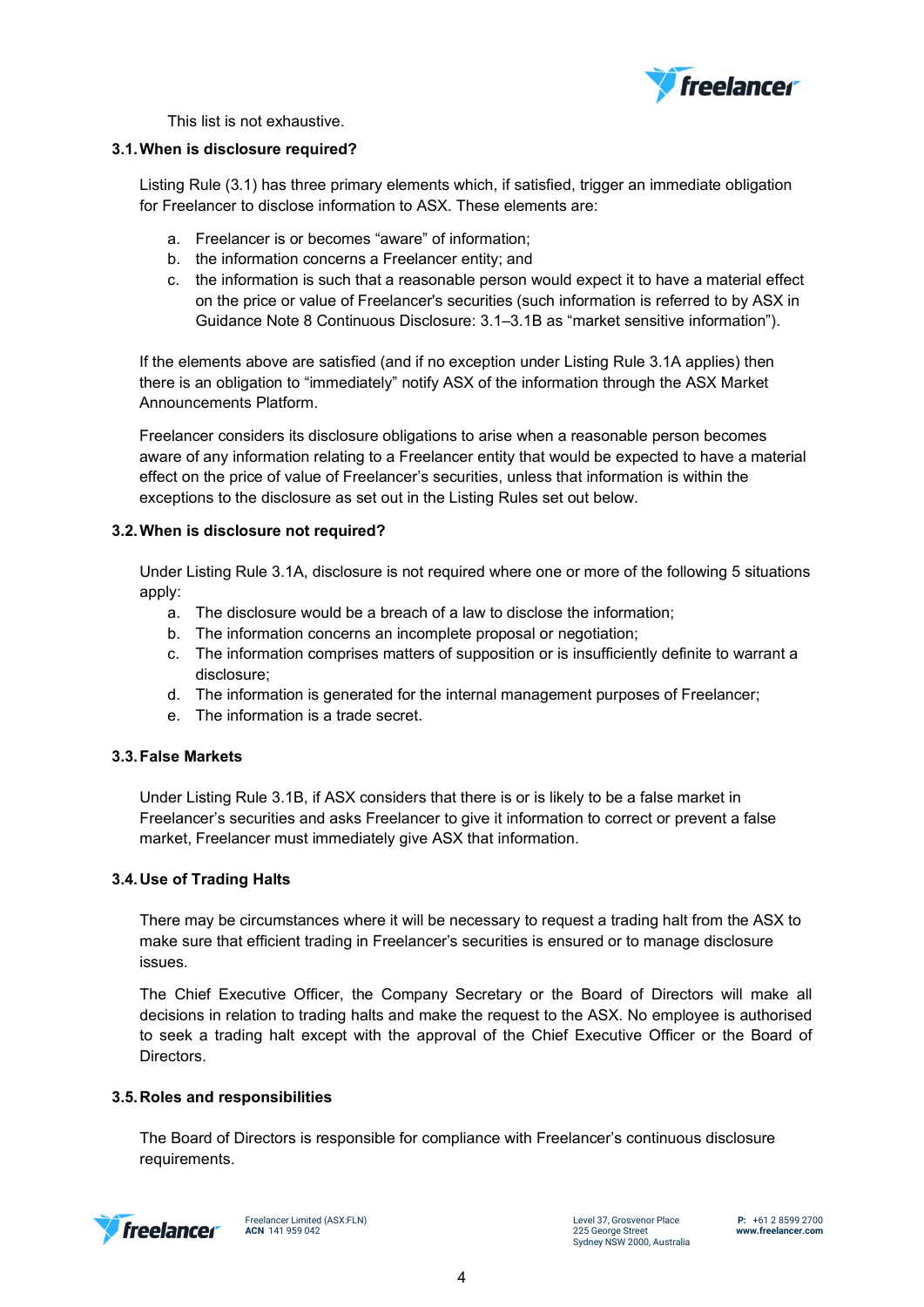This list is not exhaustive.

### 3.1. When is disclosure required?

Listing Rule (3.1) has three primary elements which, if satisfied, trigger an immediate obligation for Freelancer to disclose information to ASX. These elements are:

a. Freelancer is or becomes "aware" of information;
b. the information concerns a Freelancer entity; and
c. the information is such that a reasonable person would expect it to have a material effect on the price or value of Freelancer's securities (such information is referred to by ASX in Guidance Note 8 Continuous Disclosure: 3.1–3.1B as "market sensitive information").

If the elements above are satisfied (and if no exception under Listing Rule 3.1A applies) then there is an obligation to "immediately" notify ASX of the information through the ASX Market Announcements Platform.

Freelancer considers its disclosure obligations to arise when a reasonable person becomes aware of any information relating to a Freelancer entity that would be expected to have a material effect on the price of value of Freelancer's securities, unless that information is within the exceptions to the disclosure as set out in the Listing Rules set out below.

### 3.2. When is disclosure not required?

Under Listing Rule 3.1A, disclosure is not required where one or more of the following 5 situations apply:

a. The disclosure would be a breach of a law to disclose the information;
b. The information concerns an incomplete proposal or negotiation;
c. The information comprises matters of supposition or is insufficiently definite to warrant a disclosure;
d. The information is generated for the internal management purposes of Freelancer;
e. The information is a trade secret.

### 3.3. False Markets

Under Listing Rule 3.1B, if ASX considers that there is or is likely to be a false market in Freelancer's securities and asks Freelancer to give it information to correct or prevent a false market, Freelancer must immediately give ASX that information.

### 3.4. Use of Trading Halts

There may be circumstances where it will be necessary to request a trading halt from the ASX to make sure that efficient trading in Freelancer's securities is ensured or to manage disclosure issues.

The Chief Executive Officer, the Company Secretary or the Board of Directors will make all decisions in relation to trading halts and make the request to the ASX. No employee is authorised to seek a trading halt except with the approval of the Chief Executive Officer or the Board of Directors.

### 3.5. Roles and responsibilities

The Board of Directors is responsible for compliance with Freelancer's continuous disclosure requirements.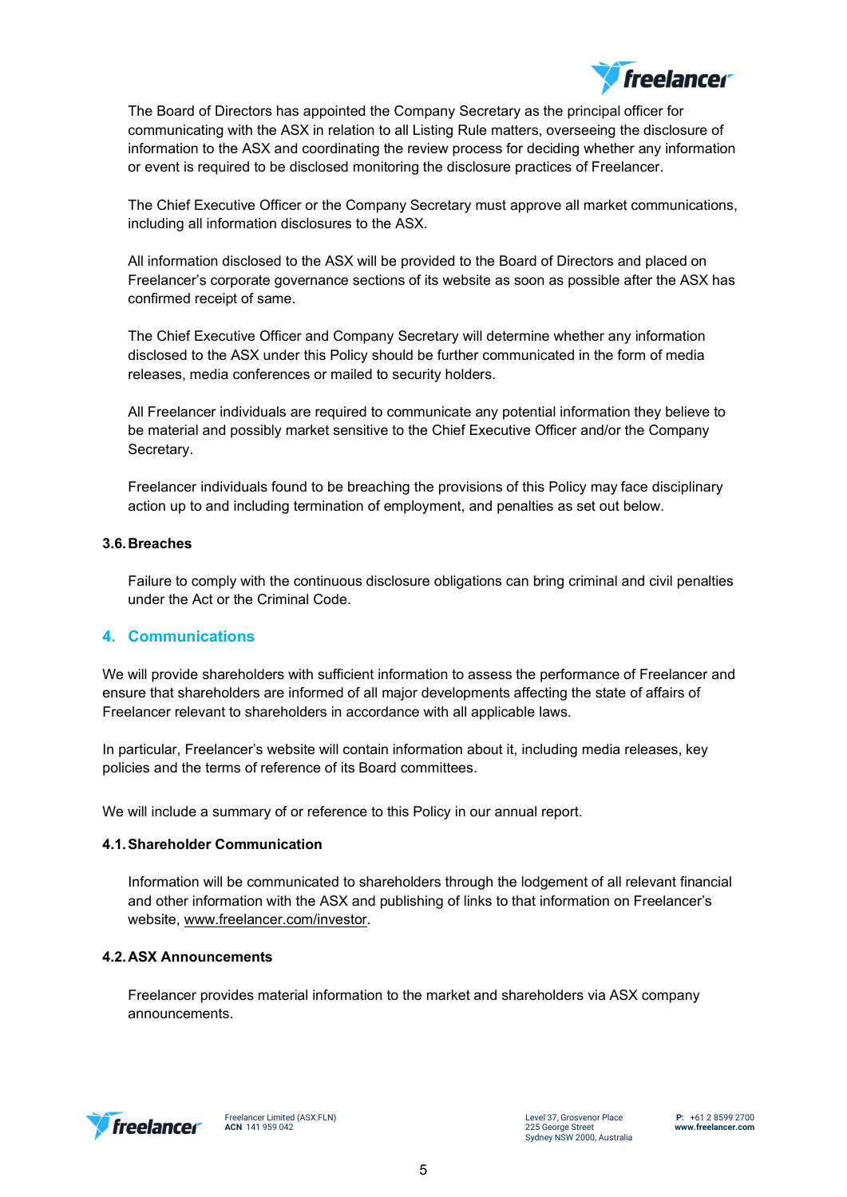The Board of Directors has appointed the Company Secretary as the principal officer for communicating with the ASX in relation to all Listing Rule matters, overseeing the disclosure of information to the ASX and coordinating the review process for deciding whether any information or event is required to be disclosed monitoring the disclosure practices of Freelancer.

The Chief Executive Officer or the Company Secretary must approve all market communications, including all information disclosures to the ASX.

All information disclosed to the ASX will be provided to the Board of Directors and placed on Freelancer's corporate governance sections of its website as soon as possible after the ASX has confirmed receipt of same.

The Chief Executive Officer and Company Secretary will determine whether any information disclosed to the ASX under this Policy should be further communicated in the form of media releases, media conferences or mailed to security holders.

All Freelancer individuals are required to communicate any potential information they believe to be material and possibly market sensitive to the Chief Executive Officer and/or the Company Secretary.

Freelancer individuals found to be breaching the provisions of this Policy may face disciplinary action up to and including termination of employment, and penalties as set out below.

### 3.6. Breaches

Failure to comply with the continuous disclosure obligations can bring criminal and civil penalties under the Act or the Criminal Code.

## 4. Communications

We will provide shareholders with sufficient information to assess the performance of Freelancer and ensure that shareholders are informed of all major developments affecting the state of affairs of Freelancer relevant to shareholders in accordance with all applicable laws.

In particular, Freelancer's website will contain information about it, including media releases, key policies and the terms of reference of its Board committees.

We will include a summary of or reference to this Policy in our annual report.

### 4.1. Shareholder Communication

Information will be communicated to shareholders through the lodgement of all relevant financial and other information with the ASX and publishing of links to that information on Freelancer's website, www.freelancer.com/investor.

### 4.2. ASX Announcements

Freelancer provides material information to the market and shareholders via ASX company announcements.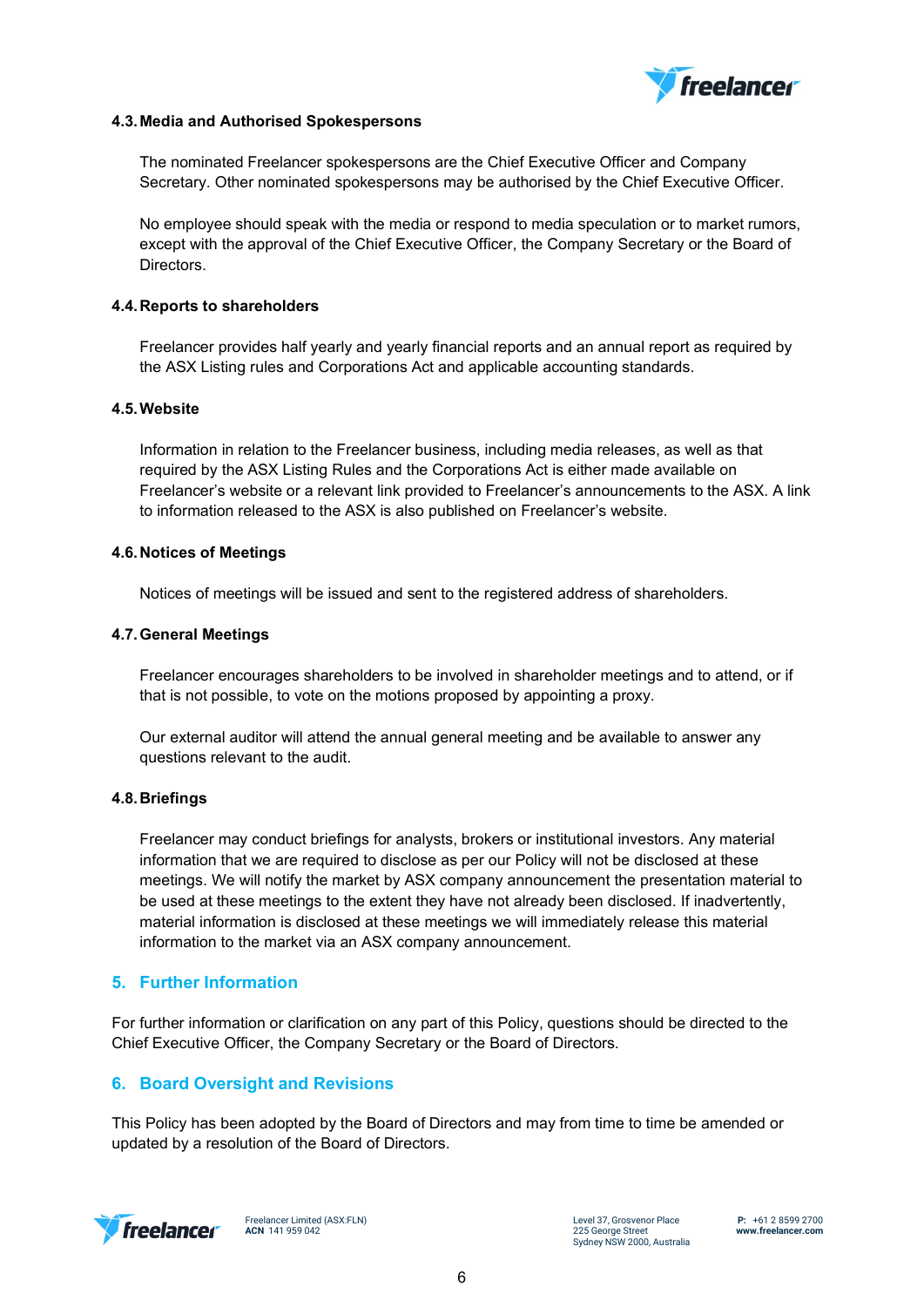### 4.3. Media and Authorised Spokespersons

The nominated Freelancer spokespersons are the Chief Executive Officer and Company Secretary. Other nominated spokespersons may be authorised by the Chief Executive Officer.

No employee should speak with the media or respond to media speculation or to market rumors, except with the approval of the Chief Executive Officer, the Company Secretary or the Board of Directors.

### 4.4. Reports to shareholders

Freelancer provides half yearly and yearly financial reports and an annual report as required by the ASX Listing rules and Corporations Act and applicable accounting standards.

### 4.5. Website

Information in relation to the Freelancer business, including media releases, as well as that required by the ASX Listing Rules and the Corporations Act is either made available on Freelancer's website or a relevant link provided to Freelancer's announcements to the ASX. A link to information released to the ASX is also published on Freelancer's website.

### 4.6. Notices of Meetings

Notices of meetings will be issued and sent to the registered address of shareholders.

### 4.7. General Meetings

Freelancer encourages shareholders to be involved in shareholder meetings and to attend, or if that is not possible, to vote on the motions proposed by appointing a proxy.

Our external auditor will attend the annual general meeting and be available to answer any questions relevant to the audit.

### 4.8. Briefings

Freelancer may conduct briefings for analysts, brokers or institutional investors. Any material information that we are required to disclose as per our Policy will not be disclosed at these meetings. We will notify the market by ASX company announcement the presentation material to be used at these meetings to the extent they have not already been disclosed. If inadvertently, material information is disclosed at these meetings we will immediately release this material information to the market via an ASX company announcement.

## 5. Further Information

For further information or clarification on any part of this Policy, questions should be directed to the Chief Executive Officer, the Company Secretary or the Board of Directors.

## 6. Board Oversight and Revisions

This Policy has been adopted by the Board of Directors and may from time to time be amended or updated by a resolution of the Board of Directors.